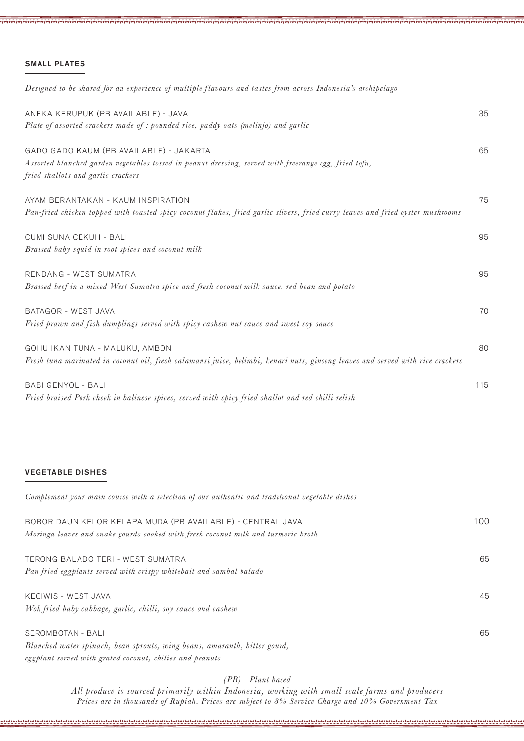## SMALL PLATES

*Designed to be shared for an experience of multiple flavours and tastes from across Indonesia's archipelago*

ANEKA KERUPUK (PB AVAILABLE) - JAVA — 35
*Plate of assorted crackers made of : pounded rice, paddy oats (melinjo) and garlic*

GADO GADO KAUM (PB AVAILABLE) - JAKARTA — 65
*Assorted blanched garden vegetables tossed in peanut dressing, served with freerange egg, fried tofu, fried shallots and garlic crackers*

AYAM BERANTAKAN - KAUM INSPIRATION — 75
*Pan-fried chicken topped with toasted spicy coconut flakes, fried garlic slivers, fried curry leaves and fried oyster mushrooms*

CUMI SUNA CEKUH - BALI — 95
*Braised baby squid in root spices and coconut milk*

RENDANG - WEST SUMATRA — 95
*Braised beef in a mixed West Sumatra spice and fresh coconut milk sauce, red bean and potato*

BATAGOR - WEST JAVA — 70
*Fried prawn and fish dumplings served with spicy cashew nut sauce and sweet soy sauce*

GOHU IKAN TUNA - MALUKU, AMBON — 80
*Fresh tuna marinated in coconut oil, fresh calamansi juice, belimbi, kenari nuts, ginseng leaves and served with rice crackers*

BABI GENYOL - BALI — 115
*Fried braised Pork cheek in balinese spices, served with spicy fried shallot and red chilli relish*

## VEGETABLE DISHES

*Complement your main course with a selection of our authentic and traditional vegetable dishes*

BOBOR DAUN KELOR KELAPA MUDA (PB AVAILABLE) - CENTRAL JAVA — 100
*Moringa leaves and snake gourds cooked with fresh coconut milk and turmeric broth*

TERONG BALADO TERI - WEST SUMATRA — 65
*Pan fried eggplants served with crispy whitebait and sambal balado*

KECIWIS - WEST JAVA — 45
*Wok fried baby cabbage, garlic, chilli, soy sauce and cashew*

SEROMBOTAN - BALI — 65
*Blanched water spinach, bean sprouts, wing beans, amaranth, bitter gourd, eggplant served with grated coconut, chilies and peanuts*

*(PB) - Plant based*
*All produce is sourced primarily within Indonesia, working with small scale farms and producers*
*Prices are in thousands of Rupiah. Prices are subject to 8% Service Charge and 10% Government Tax*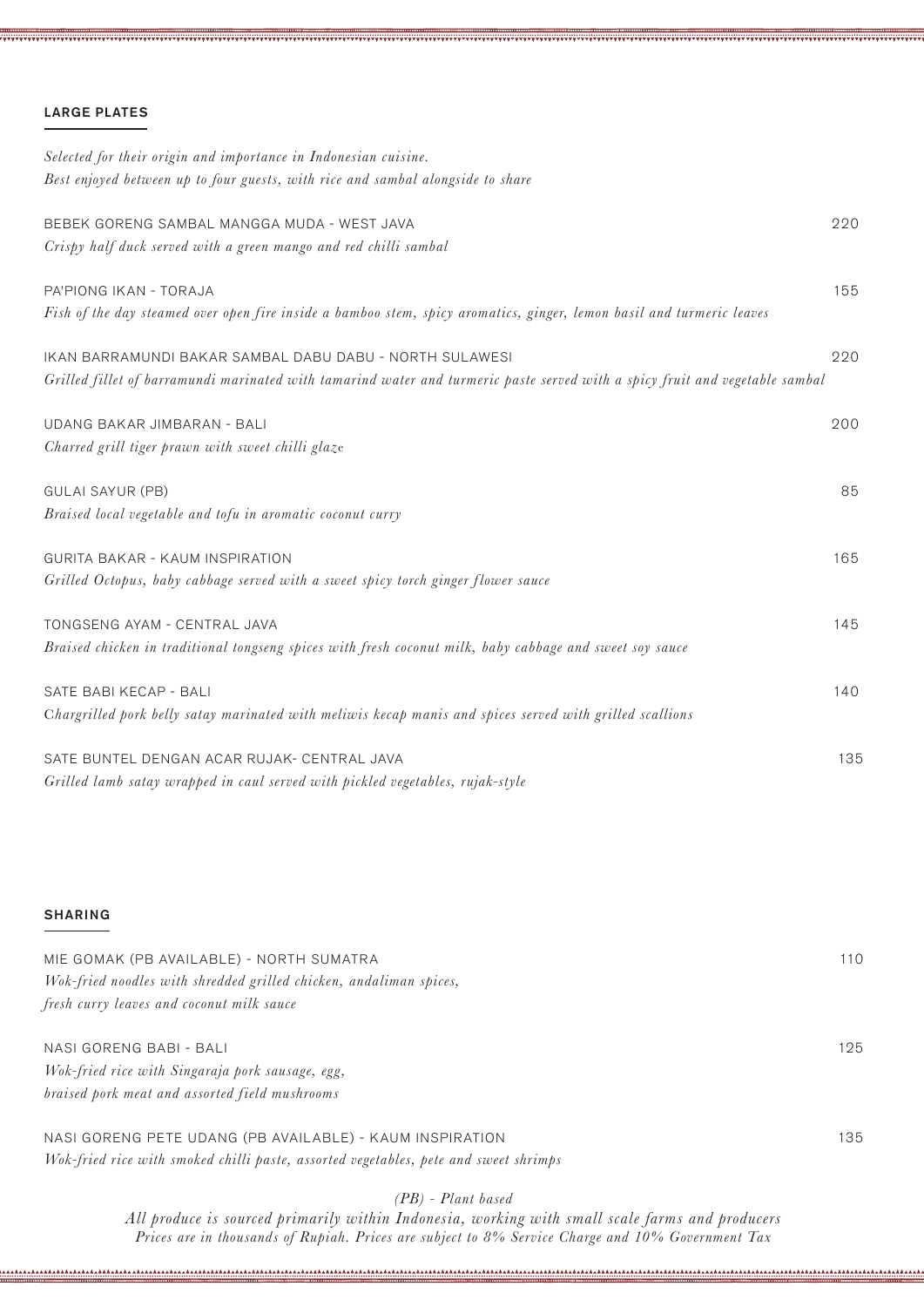## LARGE PLATES

*Selected for their origin and importance in Indonesian cuisine.*
*Best enjoyed between up to four guests, with rice and sambal alongside to share*

| Dish | Price |
|---|---|
| BEBEK GORENG SAMBAL MANGGA MUDA - WEST JAVA<br>*Crispy half duck served with a green mango and red chilli sambal* | 220 |
| PA'PIONG IKAN - TORAJA<br>*Fish of the day steamed over open fire inside a bamboo stem, spicy aromatics, ginger, lemon basil and turmeric leaves* | 155 |
| IKAN BARRAMUNDI BAKAR SAMBAL DABU DABU - NORTH SULAWESI<br>*Grilled fillet of barramundi marinated with tamarind water and turmeric paste served with a spicy fruit and vegetable sambal* | 220 |
| UDANG BAKAR JIMBARAN - BALI<br>*Charred grill tiger prawn with sweet chilli glaze* | 200 |
| GULAI SAYUR (PB)<br>*Braised local vegetable and tofu in aromatic coconut curry* | 85 |
| GURITA BAKAR - KAUM INSPIRATION<br>*Grilled Octopus, baby cabbage served with a sweet spicy torch ginger flower sauce* | 165 |
| TONGSENG AYAM - CENTRAL JAVA<br>*Braised chicken in traditional tongseng spices with fresh coconut milk, baby cabbage and sweet soy sauce* | 145 |
| SATE BABI KECAP - BALI<br>*Chargrilled pork belly satay marinated with meliwis kecap manis and spices served with grilled scallions* | 140 |
| SATE BUNTEL DENGAN ACAR RUJAK- CENTRAL JAVA<br>*Grilled lamb satay wrapped in caul served with pickled vegetables, rujak-style* | 135 |

## SHARING

| Dish | Price |
|---|---|
| MIE GOMAK (PB AVAILABLE) - NORTH SUMATRA<br>*Wok-fried noodles with shredded grilled chicken, andaliman spices, fresh curry leaves and coconut milk sauce* | 110 |
| NASI GORENG BABI - BALI<br>*Wok-fried rice with Singaraja pork sausage, egg, braised pork meat and assorted field mushrooms* | 125 |
| NASI GORENG PETE UDANG (PB AVAILABLE) - KAUM INSPIRATION<br>*Wok-fried rice with smoked chilli paste, assorted vegetables, pete and sweet shrimps* | 135 |

*(PB) - Plant based*
*All produce is sourced primarily within Indonesia, working with small scale farms and producers*
*Prices are in thousands of Rupiah. Prices are subject to 8% Service Charge and 10% Government Tax*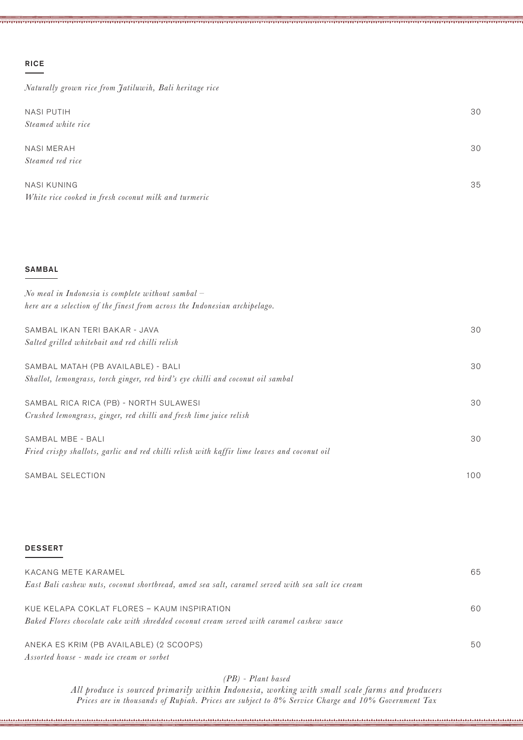## RICE

*Naturally grown rice from Jatiluwih, Bali heritage rice*

| | |
|---|---|
| NASI PUTIH<br>*Steamed white rice* | 30 |
| NASI MERAH<br>*Steamed red rice* | 30 |
| NASI KUNING<br>*White rice cooked in fresh coconut milk and turmeric* | 35 |

## SAMBAL

*No meal in Indonesia is complete without sambal –*
*here are a selection of the finest from across the Indonesian archipelago.*

| | |
|---|---|
| SAMBAL IKAN TERI BAKAR - JAVA<br>*Salted grilled whitebait and red chilli relish* | 30 |
| SAMBAL MATAH (PB AVAILABLE) - BALI<br>*Shallot, lemongrass, torch ginger, red bird's eye chilli and coconut oil sambal* | 30 |
| SAMBAL RICA RICA (PB) - NORTH SULAWESI<br>*Crushed lemongrass, ginger, red chilli and fresh lime juice relish* | 30 |
| SAMBAL MBE - BALI<br>*Fried crispy shallots, garlic and red chilli relish with kaffir lime leaves and coconut oil* | 30 |
| SAMBAL SELECTION | 100 |

## DESSERT

| | |
|---|---|
| KACANG METE KARAMEL<br>*East Bali cashew nuts, coconut shortbread, amed sea salt, caramel served with sea salt ice cream* | 65 |
| KUE KELAPA COKLAT FLORES – KAUM INSPIRATION<br>*Baked Flores chocolate cake with shredded coconut cream served with caramel cashew sauce* | 60 |
| ANEKA ES KRIM (PB AVAILABLE) (2 SCOOPS)<br>*Assorted house - made ice cream or sorbet* | 50 |

*(PB) - Plant based*
*All produce is sourced primarily within Indonesia, working with small scale farms and producers*
*Prices are in thousands of Rupiah. Prices are subject to 8% Service Charge and 10% Government Tax*